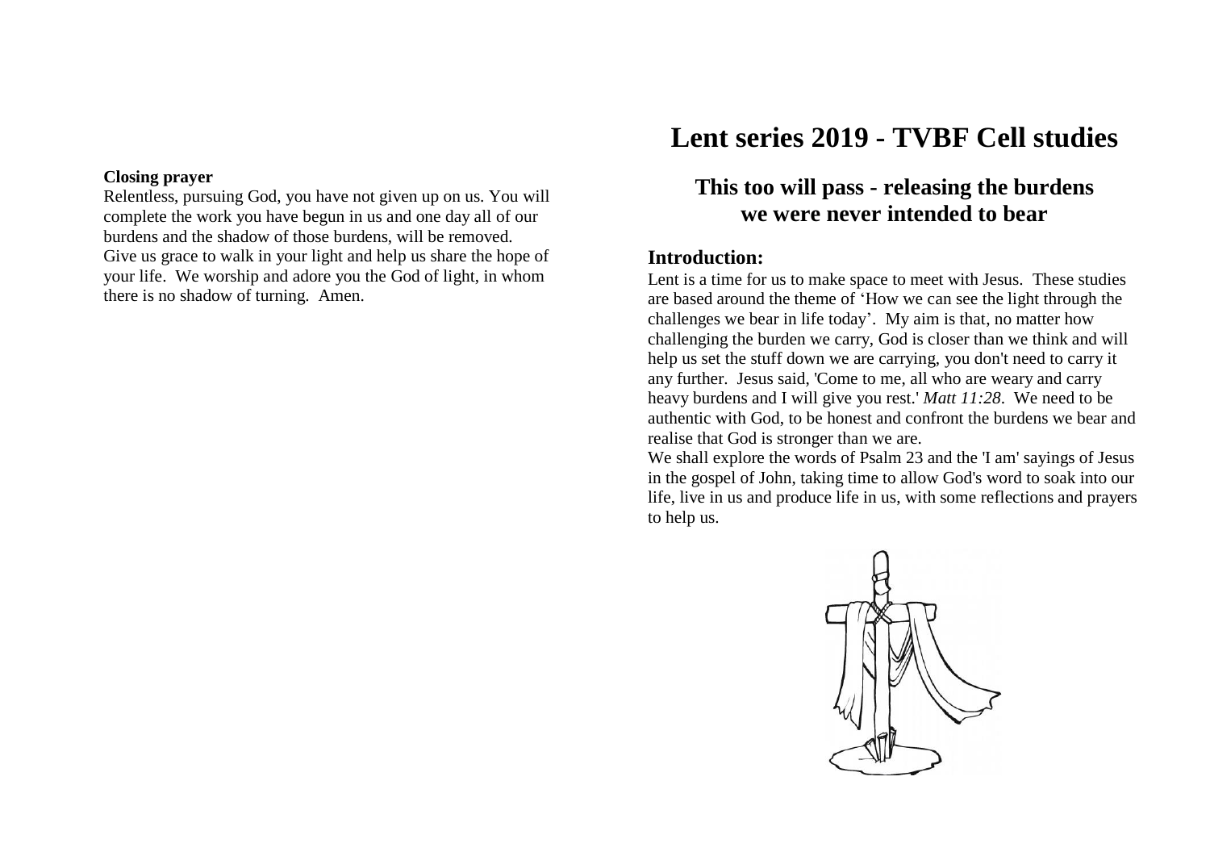**Closing prayer**

Relentless, pursuing God, you have not given up on us. You will complete the work you have begun in us and one day all of our burdens and the shadow of those burdens, will be removed. Give us grace to walk in your light and help us share the hope of your life. We worship and adore you the God of light, in whom there is no shadow of turning. Amen.

# Lent series 2019 - TVBF Cell studies

## This too will pass - releasing the burdens we were never intended to bear

### Introduction:

Lent is a time for us to make space to meet with Jesus. These studies are based around the theme of 'How we can see the light through the challenges we bear in life today'. My aim is that, no matter how challenging the burden we carry, God is closer than we think and will help us set the stuff down we are carrying, you don't need to carry it any further. Jesus said, 'Come to me, all who are weary and carry heavy burdens and I will give you rest.' *Matt 11:28*. We need to be authentic with God, to be honest and confront the burdens we bear and realise that God is stronger than we are.

We shall explore the words of Psalm 23 and the 'I am' sayings of Jesus in the gospel of John, taking time to allow God's word to soak into our life, live in us and produce life in us, with some reflections and prayers to help us.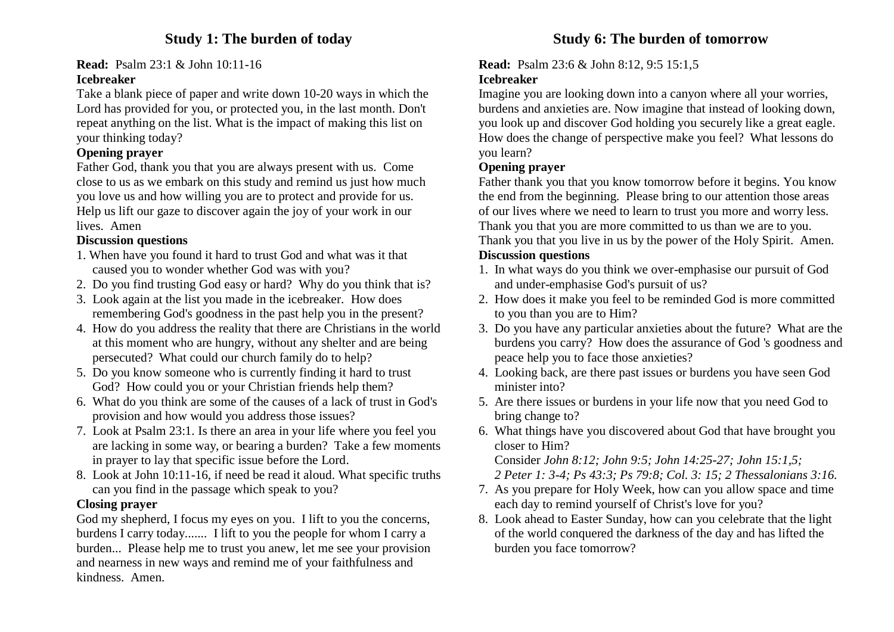## Study 1: The burden of today

**Read:** Psalm 23:1 & John 10:11-16

**Icebreaker**

Take a blank piece of paper and write down 10-20 ways in which the Lord has provided for you, or protected you, in the last month. Don't repeat anything on the list. What is the impact of making this list on your thinking today?

**Opening prayer**

Father God, thank you that you are always present with us. Come close to us as we embark on this study and remind us just how much you love us and how willing you are to protect and provide for us. Help us lift our gaze to discover again the joy of your work in our lives. Amen

**Discussion questions**

1. When have you found it hard to trust God and what was it that caused you to wonder whether God was with you?
2. Do you find trusting God easy or hard? Why do you think that is?
3. Look again at the list you made in the icebreaker. How does remembering God's goodness in the past help you in the present?
4. How do you address the reality that there are Christians in the world at this moment who are hungry, without any shelter and are being persecuted? What could our church family do to help?
5. Do you know someone who is currently finding it hard to trust God? How could you or your Christian friends help them?
6. What do you think are some of the causes of a lack of trust in God's provision and how would you address those issues?
7. Look at Psalm 23:1. Is there an area in your life where you feel you are lacking in some way, or bearing a burden? Take a few moments in prayer to lay that specific issue before the Lord.
8. Look at John 10:11-16, if need be read it aloud. What specific truths can you find in the passage which speak to you?

**Closing prayer**

God my shepherd, I focus my eyes on you. I lift to you the concerns, burdens I carry today....... I lift to you the people for whom I carry a burden... Please help me to trust you anew, let me see your provision and nearness in new ways and remind me of your faithfulness and kindness. Amen.

## Study 6: The burden of tomorrow

**Read:** Psalm 23:6 & John 8:12, 9:5 15:1,5

**Icebreaker**

Imagine you are looking down into a canyon where all your worries, burdens and anxieties are. Now imagine that instead of looking down, you look up and discover God holding you securely like a great eagle. How does the change of perspective make you feel? What lessons do you learn?

**Opening prayer**

Father thank you that you know tomorrow before it begins. You know the end from the beginning. Please bring to our attention those areas of our lives where we need to learn to trust you more and worry less. Thank you that you are more committed to us than we are to you. Thank you that you live in us by the power of the Holy Spirit. Amen.

**Discussion questions**

1. In what ways do you think we over-emphasise our pursuit of God and under-emphasise God's pursuit of us?
2. How does it make you feel to be reminded God is more committed to you than you are to Him?
3. Do you have any particular anxieties about the future? What are the burdens you carry? How does the assurance of God 's goodness and peace help you to face those anxieties?
4. Looking back, are there past issues or burdens you have seen God minister into?
5. Are there issues or burdens in your life now that you need God to bring change to?
6. What things have you discovered about God that have brought you closer to Him?
   Consider *John 8:12; John 9:5; John 14:25-27; John 15:1,5; 2 Peter 1: 3-4; Ps 43:3; Ps 79:8; Col. 3: 15; 2 Thessalonians 3:16.*
7. As you prepare for Holy Week, how can you allow space and time each day to remind yourself of Christ's love for you?
8. Look ahead to Easter Sunday, how can you celebrate that the light of the world conquered the darkness of the day and has lifted the burden you face tomorrow?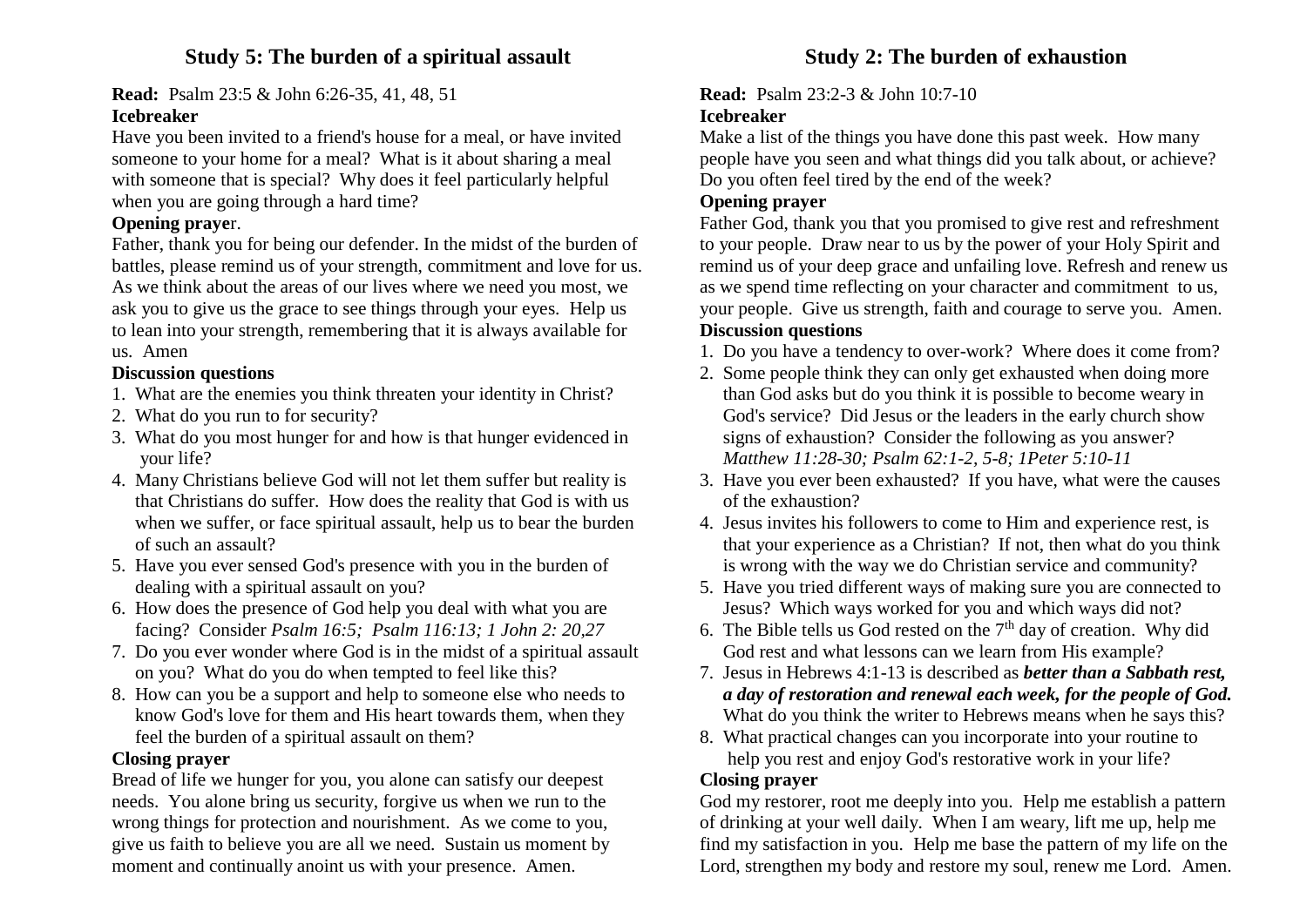## Study 5: The burden of a spiritual assault

**Read:** Psalm 23:5 & John 6:26-35, 41, 48, 51

**Icebreaker**

Have you been invited to a friend's house for a meal, or have invited someone to your home for a meal? What is it about sharing a meal with someone that is special? Why does it feel particularly helpful when you are going through a hard time?

**Opening praye**r.

Father, thank you for being our defender. In the midst of the burden of battles, please remind us of your strength, commitment and love for us. As we think about the areas of our lives where we need you most, we ask you to give us the grace to see things through your eyes. Help us to lean into your strength, remembering that it is always available for us. Amen

**Discussion questions**

1. What are the enemies you think threaten your identity in Christ?
2. What do you run to for security?
3. What do you most hunger for and how is that hunger evidenced in your life?
4. Many Christians believe God will not let them suffer but reality is that Christians do suffer. How does the reality that God is with us when we suffer, or face spiritual assault, help us to bear the burden of such an assault?
5. Have you ever sensed God's presence with you in the burden of dealing with a spiritual assault on you?
6. How does the presence of God help you deal with what you are facing? Consider *Psalm 16:5; Psalm 116:13; 1 John 2: 20,27*
7. Do you ever wonder where God is in the midst of a spiritual assault on you? What do you do when tempted to feel like this?
8. How can you be a support and help to someone else who needs to know God's love for them and His heart towards them, when they feel the burden of a spiritual assault on them?

**Closing prayer**

Bread of life we hunger for you, you alone can satisfy our deepest needs. You alone bring us security, forgive us when we run to the wrong things for protection and nourishment. As we come to you, give us faith to believe you are all we need. Sustain us moment by moment and continually anoint us with your presence. Amen.

## Study 2: The burden of exhaustion

**Read:** Psalm 23:2-3 & John 10:7-10

**Icebreaker**

Make a list of the things you have done this past week. How many people have you seen and what things did you talk about, or achieve? Do you often feel tired by the end of the week?

**Opening prayer**

Father God, thank you that you promised to give rest and refreshment to your people. Draw near to us by the power of your Holy Spirit and remind us of your deep grace and unfailing love. Refresh and renew us as we spend time reflecting on your character and commitment to us, your people. Give us strength, faith and courage to serve you. Amen.

**Discussion questions**

1. Do you have a tendency to over-work? Where does it come from?
2. Some people think they can only get exhausted when doing more than God asks but do you think it is possible to become weary in God's service? Did Jesus or the leaders in the early church show signs of exhaustion? Consider the following as you answer? *Matthew 11:28-30; Psalm 62:1-2, 5-8; 1Peter 5:10-11*
3. Have you ever been exhausted? If you have, what were the causes of the exhaustion?
4. Jesus invites his followers to come to Him and experience rest, is that your experience as a Christian? If not, then what do you think is wrong with the way we do Christian service and community?
5. Have you tried different ways of making sure you are connected to Jesus? Which ways worked for you and which ways did not?
6. The Bible tells us God rested on the 7th day of creation. Why did God rest and what lessons can we learn from His example?
7. Jesus in Hebrews 4:1-13 is described as ***better than a Sabbath rest, a day of restoration and renewal each week, for the people of God.*** What do you think the writer to Hebrews means when he says this?
8. What practical changes can you incorporate into your routine to help you rest and enjoy God's restorative work in your life?

**Closing prayer**

God my restorer, root me deeply into you. Help me establish a pattern of drinking at your well daily. When I am weary, lift me up, help me find my satisfaction in you. Help me base the pattern of my life on the Lord, strengthen my body and restore my soul, renew me Lord. Amen.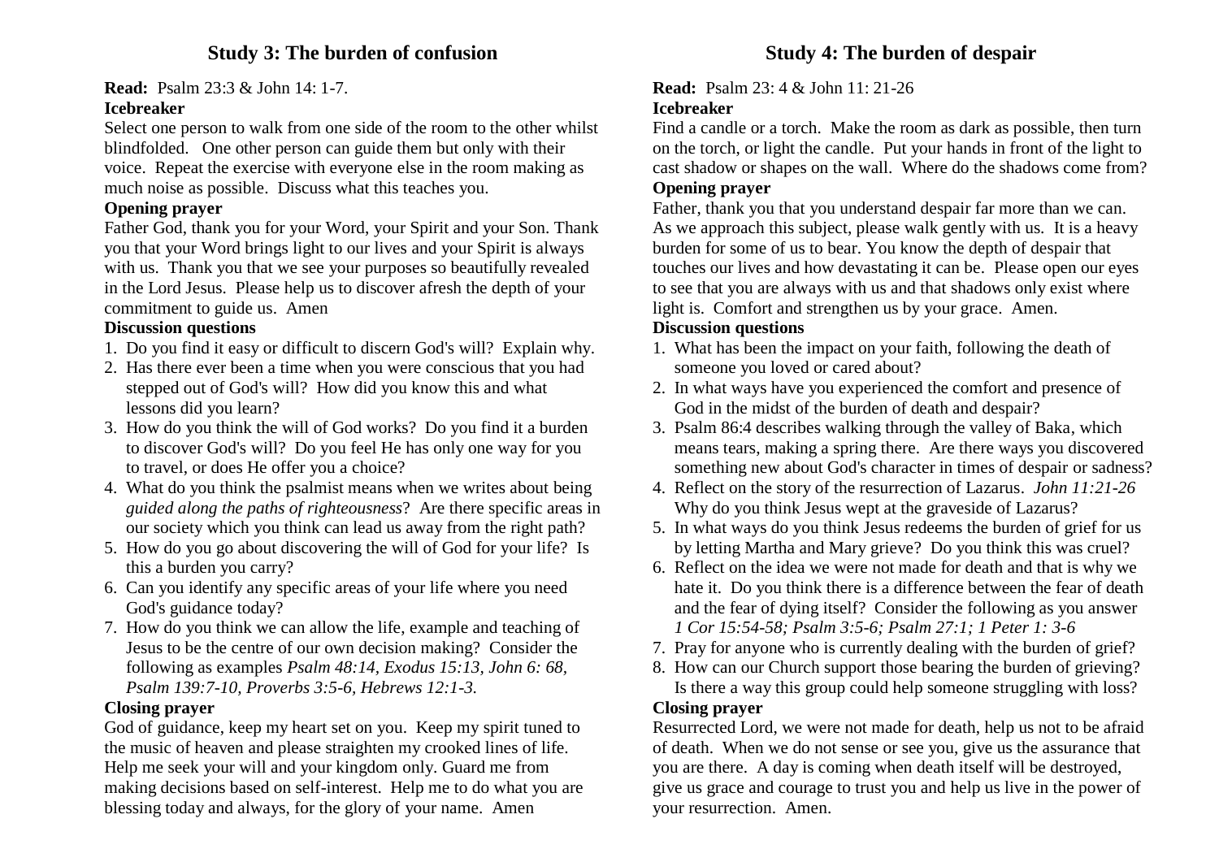## Study 3: The burden of confusion

**Read:** Psalm 23:3 & John 14: 1-7.

**Icebreaker**

Select one person to walk from one side of the room to the other whilst blindfolded. One other person can guide them but only with their voice. Repeat the exercise with everyone else in the room making as much noise as possible. Discuss what this teaches you.

**Opening prayer**

Father God, thank you for your Word, your Spirit and your Son. Thank you that your Word brings light to our lives and your Spirit is always with us. Thank you that we see your purposes so beautifully revealed in the Lord Jesus. Please help us to discover afresh the depth of your commitment to guide us. Amen

**Discussion questions**

1. Do you find it easy or difficult to discern God's will? Explain why.
2. Has there ever been a time when you were conscious that you had stepped out of God's will? How did you know this and what lessons did you learn?
3. How do you think the will of God works? Do you find it a burden to discover God's will? Do you feel He has only one way for you to travel, or does He offer you a choice?
4. What do you think the psalmist means when we writes about being *guided along the paths of righteousness*? Are there specific areas in our society which you think can lead us away from the right path?
5. How do you go about discovering the will of God for your life? Is this a burden you carry?
6. Can you identify any specific areas of your life where you need God's guidance today?
7. How do you think we can allow the life, example and teaching of Jesus to be the centre of our own decision making? Consider the following as examples *Psalm 48:14, Exodus 15:13, John 6: 68, Psalm 139:7-10, Proverbs 3:5-6, Hebrews 12:1-3.*

**Closing prayer**

God of guidance, keep my heart set on you. Keep my spirit tuned to the music of heaven and please straighten my crooked lines of life. Help me seek your will and your kingdom only. Guard me from making decisions based on self-interest. Help me to do what you are blessing today and always, for the glory of your name. Amen

## Study 4: The burden of despair

**Read:** Psalm 23: 4 & John 11: 21-26

**Icebreaker**

Find a candle or a torch. Make the room as dark as possible, then turn on the torch, or light the candle. Put your hands in front of the light to cast shadow or shapes on the wall. Where do the shadows come from?

**Opening prayer**

Father, thank you that you understand despair far more than we can. As we approach this subject, please walk gently with us. It is a heavy burden for some of us to bear. You know the depth of despair that touches our lives and how devastating it can be. Please open our eyes to see that you are always with us and that shadows only exist where light is. Comfort and strengthen us by your grace. Amen.

**Discussion questions**

1. What has been the impact on your faith, following the death of someone you loved or cared about?
2. In what ways have you experienced the comfort and presence of God in the midst of the burden of death and despair?
3. Psalm 86:4 describes walking through the valley of Baka, which means tears, making a spring there. Are there ways you discovered something new about God's character in times of despair or sadness?
4. Reflect on the story of the resurrection of Lazarus. *John 11:21-26* Why do you think Jesus wept at the graveside of Lazarus?
5. In what ways do you think Jesus redeems the burden of grief for us by letting Martha and Mary grieve? Do you think this was cruel?
6. Reflect on the idea we were not made for death and that is why we hate it. Do you think there is a difference between the fear of death and the fear of dying itself? Consider the following as you answer *1 Cor 15:54-58; Psalm 3:5-6; Psalm 27:1; 1 Peter 1: 3-6*
7. Pray for anyone who is currently dealing with the burden of grief?
8. How can our Church support those bearing the burden of grieving? Is there a way this group could help someone struggling with loss?

**Closing prayer**

Resurrected Lord, we were not made for death, help us not to be afraid of death. When we do not sense or see you, give us the assurance that you are there. A day is coming when death itself will be destroyed, give us grace and courage to trust you and help us live in the power of your resurrection. Amen.